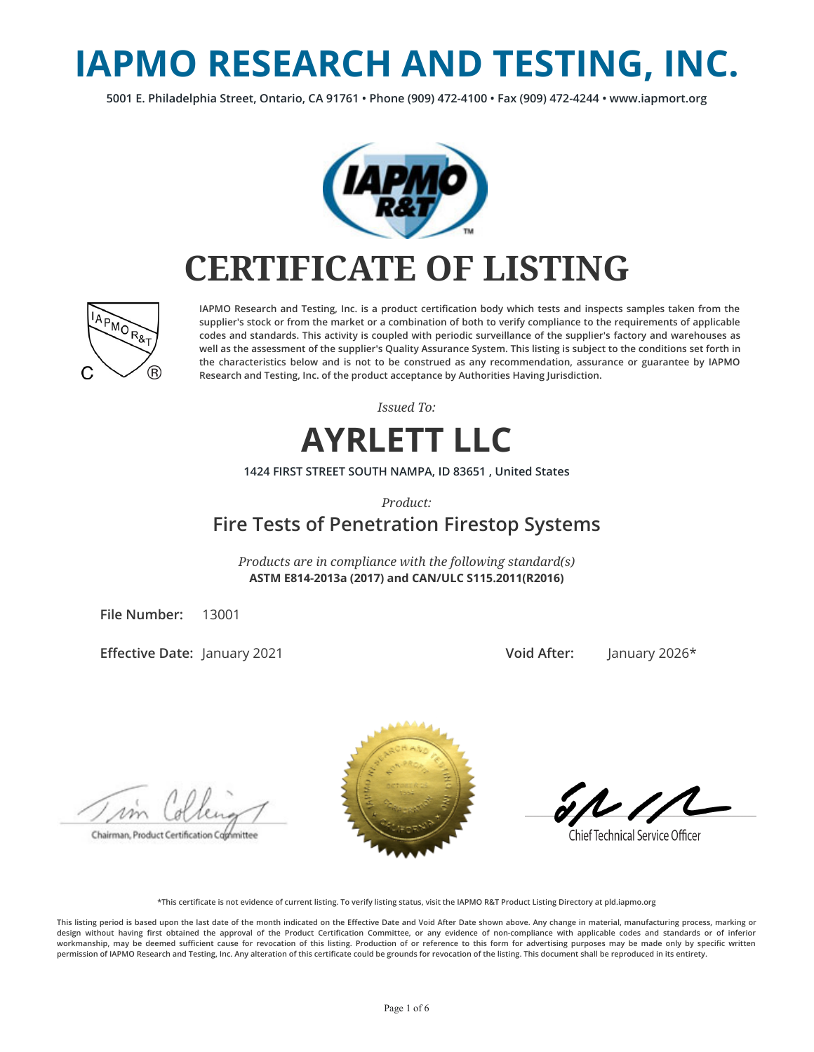# IAPMO RESEARCH AND TESTING, INC.

**5001 E. Philadelphia Street, Ontario, CA 91761 • Phone (909) 472-4100 • Fax (909) 472-4244 • www.iapmort.org**

# CERTIFICATE OF LISTING

IAPMO Research and Testing, Inc. is a product certification body which tests and inspects samples taken from the supplier's stock or from the market or a combination of both to verify compliance to the requirements of applicable codes and standards. This activity is coupled with periodic surveillance of the supplier's factory and warehouses as well as the assessment of the supplier's Quality Assurance System. This listing is subject to the conditions set forth in the characteristics below and is not to be construed as any recommendation, assurance or guarantee by IAPMO Research and Testing, Inc. of the product acceptance by Authorities Having Jurisdiction.

*Issued To:*

## AYRLETT LLC

**1424 FIRST STREET SOUTH NAMPA, ID 83651 , United States**

*Product:*

### Fire Tests of Penetration Firestop Systems

*Products are in compliance with the following standard(s)*
**ASTM E814-2013a (2017) and CAN/ULC S115.2011(R2016)**

**File Number:** 13001

**Effective Date:** January 2021 **Void After:** January 2026*

Chairman, Product Certification Committee

Chief Technical Service Officer

*This certificate is not evidence of current listing. To verify listing status, visit the IAPMO R&T Product Listing Directory at pld.iapmo.org

This listing period is based upon the last date of the month indicated on the Effective Date and Void After Date shown above. Any change in material, manufacturing process, marking or design without having first obtained the approval of the Product Certification Committee, or any evidence of non-compliance with applicable codes and standards or of inferior workmanship, may be deemed sufficient cause for revocation of this listing. Production of or reference to this form for advertising purposes may be made only by specific written permission of IAPMO Research and Testing, Inc. Any alteration of this certificate could be grounds for revocation of the listing. This document shall be reproduced in its entirety.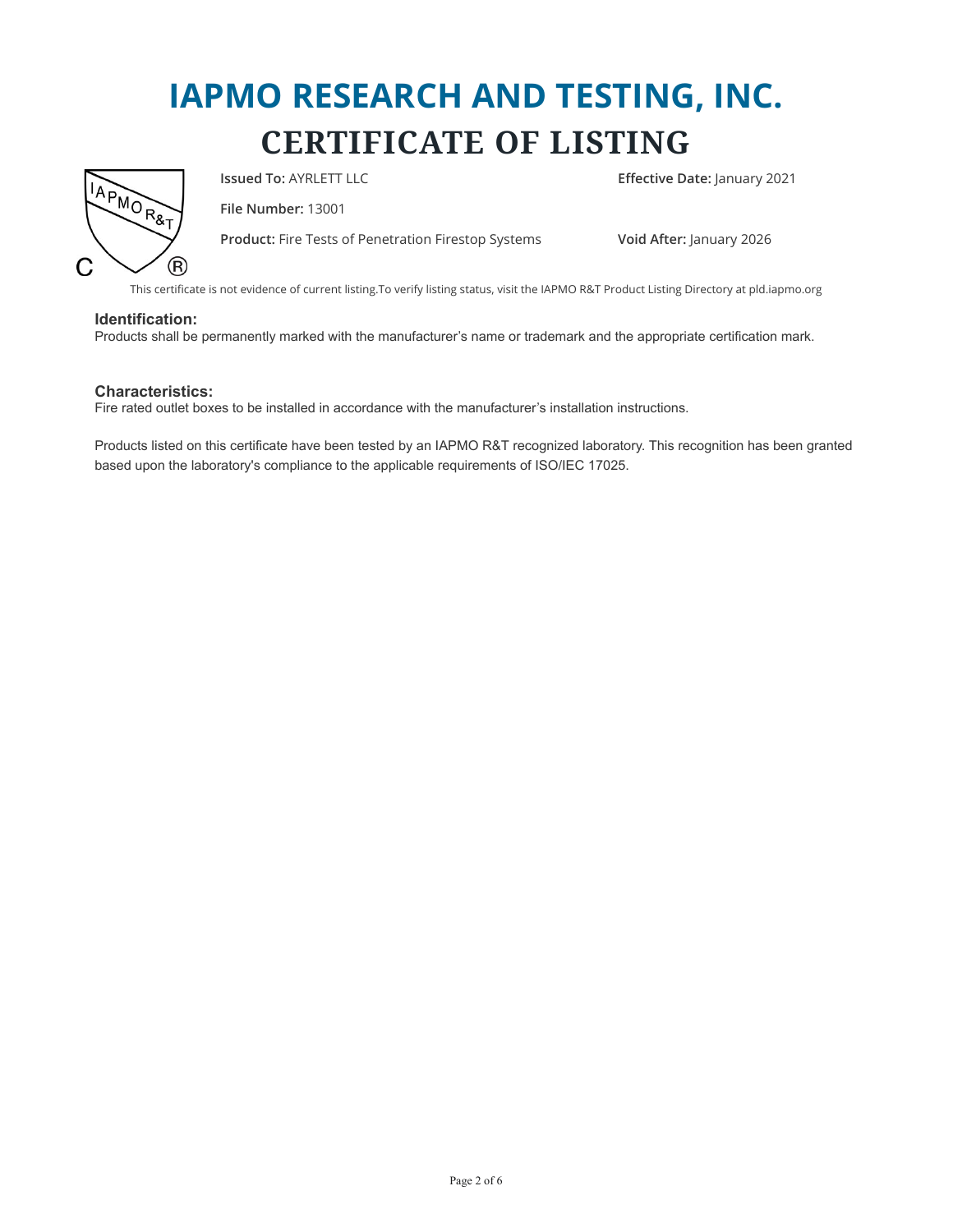# IAPMO RESEARCH AND TESTING, INC.

## CERTIFICATE OF LISTING

**Issued To:** AYRLETT LLC

**Effective Date:** January 2021

**File Number:** 13001

**Product:** Fire Tests of Penetration Firestop Systems

**Void After:** January 2026

This certificate is not evidence of current listing.To verify listing status, visit the IAPMO R&T Product Listing Directory at pld.iapmo.org

### Identification:

Products shall be permanently marked with the manufacturer's name or trademark and the appropriate certification mark.

### Characteristics:

Fire rated outlet boxes to be installed in accordance with the manufacturer's installation instructions.

Products listed on this certificate have been tested by an IAPMO R&T recognized laboratory. This recognition has been granted based upon the laboratory's compliance to the applicable requirements of ISO/IEC 17025.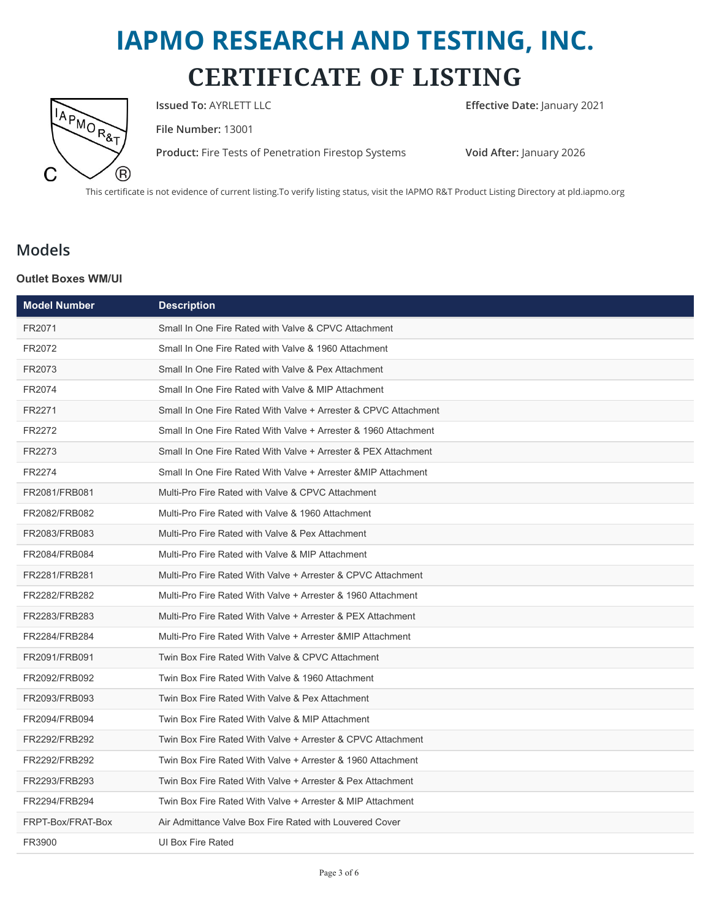# IAPMO RESEARCH AND TESTING, INC.
# CERTIFICATE OF LISTING

**Issued To:** AYRLETT LLC

**File Number:** 13001

**Product:** Fire Tests of Penetration Firestop Systems

**Effective Date:** January 2021

**Void After:** January 2026

This certificate is not evidence of current listing.To verify listing status, visit the IAPMO R&T Product Listing Directory at pld.iapmo.org

## Models

### Outlet Boxes WM/UI

| Model Number | Description |
|---|---|
| FR2071 | Small In One Fire Rated with Valve & CPVC Attachment |
| FR2072 | Small In One Fire Rated with Valve & 1960 Attachment |
| FR2073 | Small In One Fire Rated with Valve & Pex Attachment |
| FR2074 | Small In One Fire Rated with Valve & MIP Attachment |
| FR2271 | Small In One Fire Rated With Valve + Arrester & CPVC Attachment |
| FR2272 | Small In One Fire Rated With Valve + Arrester & 1960 Attachment |
| FR2273 | Small In One Fire Rated With Valve + Arrester & PEX Attachment |
| FR2274 | Small In One Fire Rated With Valve + Arrester &MIP Attachment |
| FR2081/FRB081 | Multi-Pro Fire Rated with Valve & CPVC Attachment |
| FR2082/FRB082 | Multi-Pro Fire Rated with Valve & 1960 Attachment |
| FR2083/FRB083 | Multi-Pro Fire Rated with Valve & Pex Attachment |
| FR2084/FRB084 | Multi-Pro Fire Rated with Valve & MIP Attachment |
| FR2281/FRB281 | Multi-Pro Fire Rated With Valve + Arrester & CPVC Attachment |
| FR2282/FRB282 | Multi-Pro Fire Rated With Valve + Arrester & 1960 Attachment |
| FR2283/FRB283 | Multi-Pro Fire Rated With Valve + Arrester & PEX Attachment |
| FR2284/FRB284 | Multi-Pro Fire Rated With Valve + Arrester &MIP Attachment |
| FR2091/FRB091 | Twin Box Fire Rated With Valve & CPVC Attachment |
| FR2092/FRB092 | Twin Box Fire Rated With Valve & 1960 Attachment |
| FR2093/FRB093 | Twin Box Fire Rated With Valve & Pex Attachment |
| FR2094/FRB094 | Twin Box Fire Rated With Valve & MIP Attachment |
| FR2292/FRB292 | Twin Box Fire Rated With Valve + Arrester & CPVC Attachment |
| FR2292/FRB292 | Twin Box Fire Rated With Valve + Arrester & 1960 Attachment |
| FR2293/FRB293 | Twin Box Fire Rated With Valve + Arrester & Pex Attachment |
| FR2294/FRB294 | Twin Box Fire Rated With Valve + Arrester & MIP Attachment |
| FRPT-Box/FRAT-Box | Air Admittance Valve Box Fire Rated with Louvered Cover |
| FR3900 | UI Box Fire Rated |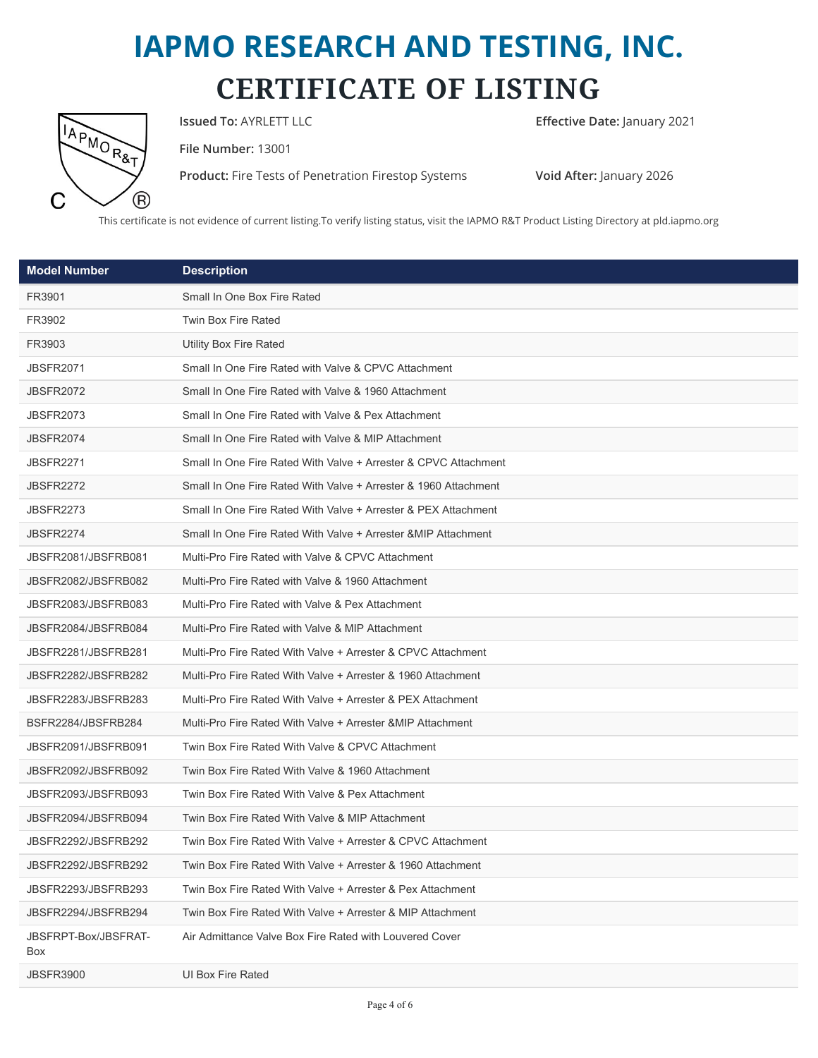# IAPMO RESEARCH AND TESTING, INC.

# CERTIFICATE OF LISTING

**Issued To:** AYRLETT LLC

**Effective Date:** January 2021

**File Number:** 13001

**Product:** Fire Tests of Penetration Firestop Systems

**Void After:** January 2026

This certificate is not evidence of current listing.To verify listing status, visit the IAPMO R&T Product Listing Directory at pld.iapmo.org

| Model Number | Description |
|---|---|
| FR3901 | Small In One Box Fire Rated |
| FR3902 | Twin Box Fire Rated |
| FR3903 | Utility Box Fire Rated |
| JBSFR2071 | Small In One Fire Rated with Valve & CPVC Attachment |
| JBSFR2072 | Small In One Fire Rated with Valve & 1960 Attachment |
| JBSFR2073 | Small In One Fire Rated with Valve & Pex Attachment |
| JBSFR2074 | Small In One Fire Rated with Valve & MIP Attachment |
| JBSFR2271 | Small In One Fire Rated With Valve + Arrester & CPVC Attachment |
| JBSFR2272 | Small In One Fire Rated With Valve + Arrester & 1960 Attachment |
| JBSFR2273 | Small In One Fire Rated With Valve + Arrester & PEX Attachment |
| JBSFR2274 | Small In One Fire Rated With Valve + Arrester &MIP Attachment |
| JBSFR2081/JBSFRB081 | Multi-Pro Fire Rated with Valve & CPVC Attachment |
| JBSFR2082/JBSFRB082 | Multi-Pro Fire Rated with Valve & 1960 Attachment |
| JBSFR2083/JBSFRB083 | Multi-Pro Fire Rated with Valve & Pex Attachment |
| JBSFR2084/JBSFRB084 | Multi-Pro Fire Rated with Valve & MIP Attachment |
| JBSFR2281/JBSFRB281 | Multi-Pro Fire Rated With Valve + Arrester & CPVC Attachment |
| JBSFR2282/JBSFRB282 | Multi-Pro Fire Rated With Valve + Arrester & 1960 Attachment |
| JBSFR2283/JBSFRB283 | Multi-Pro Fire Rated With Valve + Arrester & PEX Attachment |
| BSFR2284/JBSFRB284 | Multi-Pro Fire Rated With Valve + Arrester &MIP Attachment |
| JBSFR2091/JBSFRB091 | Twin Box Fire Rated With Valve & CPVC Attachment |
| JBSFR2092/JBSFRB092 | Twin Box Fire Rated With Valve & 1960 Attachment |
| JBSFR2093/JBSFRB093 | Twin Box Fire Rated With Valve & Pex Attachment |
| JBSFR2094/JBSFRB094 | Twin Box Fire Rated With Valve & MIP Attachment |
| JBSFR2292/JBSFRB292 | Twin Box Fire Rated With Valve + Arrester & CPVC Attachment |
| JBSFR2292/JBSFRB292 | Twin Box Fire Rated With Valve + Arrester & 1960 Attachment |
| JBSFR2293/JBSFRB293 | Twin Box Fire Rated With Valve + Arrester & Pex Attachment |
| JBSFR2294/JBSFRB294 | Twin Box Fire Rated With Valve + Arrester & MIP Attachment |
| JBSFRPT-Box/JBSFRAT-Box | Air Admittance Valve Box Fire Rated with Louvered Cover |
| JBSFR3900 | UI Box Fire Rated |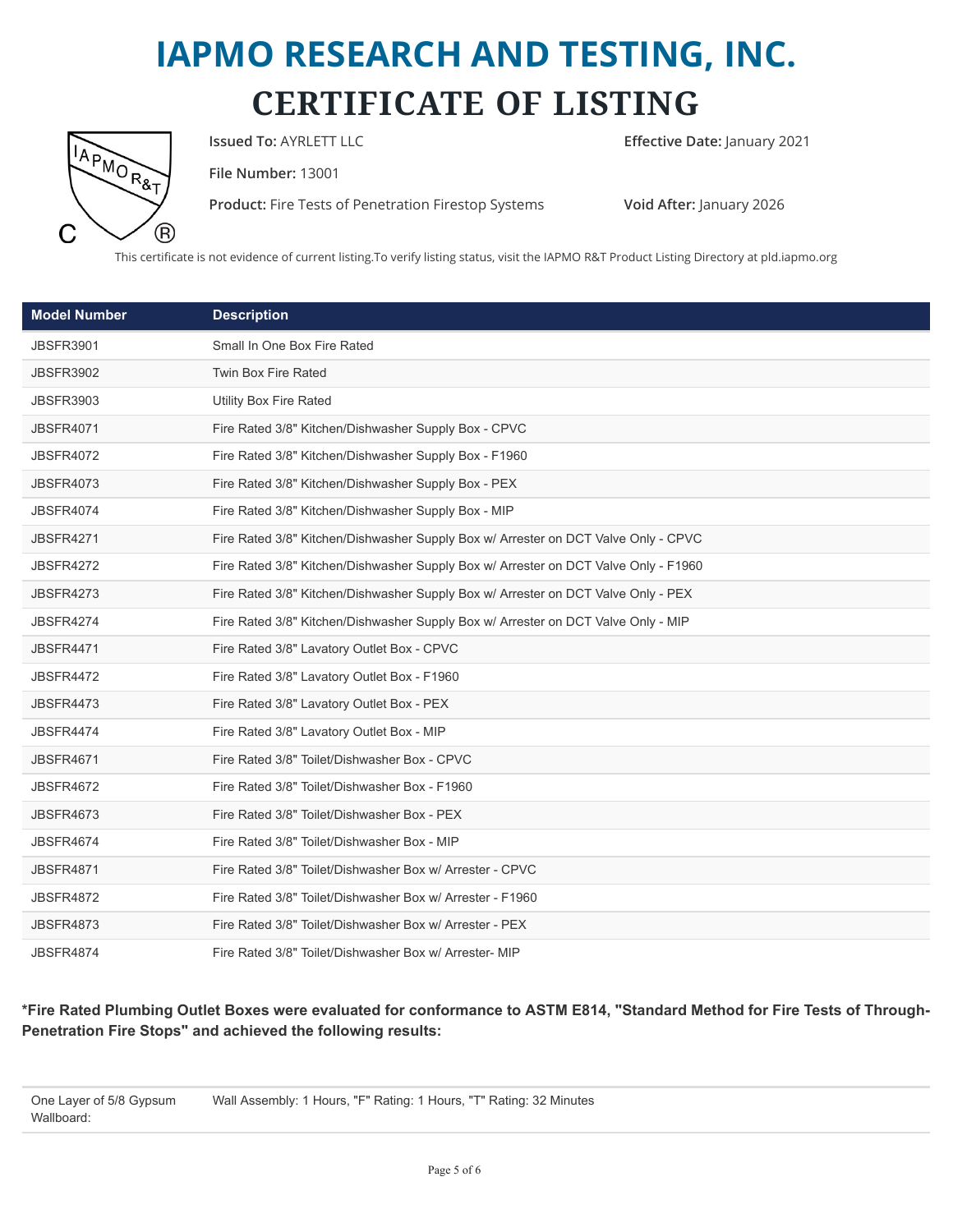# IAPMO RESEARCH AND TESTING, INC.

# CERTIFICATE OF LISTING

**Issued To:** AYRLETT LLC

**Effective Date:** January 2021

**File Number:** 13001

**Product:** Fire Tests of Penetration Firestop Systems

**Void After:** January 2026

This certificate is not evidence of current listing.To verify listing status, visit the IAPMO R&T Product Listing Directory at pld.iapmo.org

| Model Number | Description |
|---|---|
| JBSFR3901 | Small In One Box Fire Rated |
| JBSFR3902 | Twin Box Fire Rated |
| JBSFR3903 | Utility Box Fire Rated |
| JBSFR4071 | Fire Rated 3/8" Kitchen/Dishwasher Supply Box - CPVC |
| JBSFR4072 | Fire Rated 3/8" Kitchen/Dishwasher Supply Box - F1960 |
| JBSFR4073 | Fire Rated 3/8" Kitchen/Dishwasher Supply Box - PEX |
| JBSFR4074 | Fire Rated 3/8" Kitchen/Dishwasher Supply Box - MIP |
| JBSFR4271 | Fire Rated 3/8" Kitchen/Dishwasher Supply Box w/ Arrester on DCT Valve Only - CPVC |
| JBSFR4272 | Fire Rated 3/8" Kitchen/Dishwasher Supply Box w/ Arrester on DCT Valve Only - F1960 |
| JBSFR4273 | Fire Rated 3/8" Kitchen/Dishwasher Supply Box w/ Arrester on DCT Valve Only - PEX |
| JBSFR4274 | Fire Rated 3/8" Kitchen/Dishwasher Supply Box w/ Arrester on DCT Valve Only - MIP |
| JBSFR4471 | Fire Rated 3/8" Lavatory Outlet Box - CPVC |
| JBSFR4472 | Fire Rated 3/8" Lavatory Outlet Box - F1960 |
| JBSFR4473 | Fire Rated 3/8" Lavatory Outlet Box - PEX |
| JBSFR4474 | Fire Rated 3/8" Lavatory Outlet Box - MIP |
| JBSFR4671 | Fire Rated 3/8" Toilet/Dishwasher Box - CPVC |
| JBSFR4672 | Fire Rated 3/8" Toilet/Dishwasher Box - F1960 |
| JBSFR4673 | Fire Rated 3/8" Toilet/Dishwasher Box - PEX |
| JBSFR4674 | Fire Rated 3/8" Toilet/Dishwasher Box - MIP |
| JBSFR4871 | Fire Rated 3/8" Toilet/Dishwasher Box w/ Arrester - CPVC |
| JBSFR4872 | Fire Rated 3/8" Toilet/Dishwasher Box w/ Arrester - F1960 |
| JBSFR4873 | Fire Rated 3/8" Toilet/Dishwasher Box w/ Arrester - PEX |
| JBSFR4874 | Fire Rated 3/8" Toilet/Dishwasher Box w/ Arrester- MIP |

**\*Fire Rated Plumbing Outlet Boxes were evaluated for conformance to ASTM E814, "Standard Method for Fire Tests of Through-Penetration Fire Stops" and achieved the following results:**

| | |
|---|---|
| One Layer of 5/8 Gypsum Wallboard: | Wall Assembly: 1 Hours, "F" Rating: 1 Hours, "T" Rating: 32 Minutes |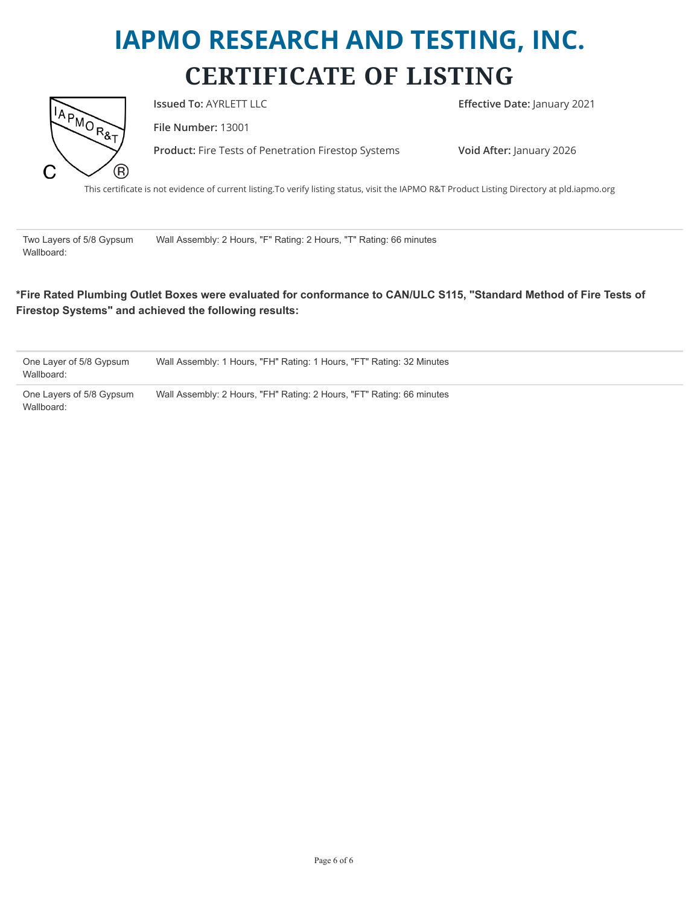# IAPMO RESEARCH AND TESTING, INC.

# CERTIFICATE OF LISTING

**Issued To:** AYRLETT LLC

**Effective Date:** January 2021

**File Number:** 13001

**Product:** Fire Tests of Penetration Firestop Systems

**Void After:** January 2026

This certificate is not evidence of current listing.To verify listing status, visit the IAPMO R&T Product Listing Directory at pld.iapmo.org

| | |
|---|---|
| Two Layers of 5/8 Gypsum Wallboard: | Wall Assembly: 2 Hours, "F" Rating: 2 Hours, "T" Rating: 66 minutes |

**\*Fire Rated Plumbing Outlet Boxes were evaluated for conformance to CAN/ULC S115, "Standard Method of Fire Tests of Firestop Systems" and achieved the following results:**

| | |
|---|---|
| One Layer of 5/8 Gypsum Wallboard: | Wall Assembly: 1 Hours, "FH" Rating: 1 Hours, "FT" Rating: 32 Minutes |
| One Layers of 5/8 Gypsum Wallboard: | Wall Assembly: 2 Hours, "FH" Rating: 2 Hours, "FT" Rating: 66 minutes |